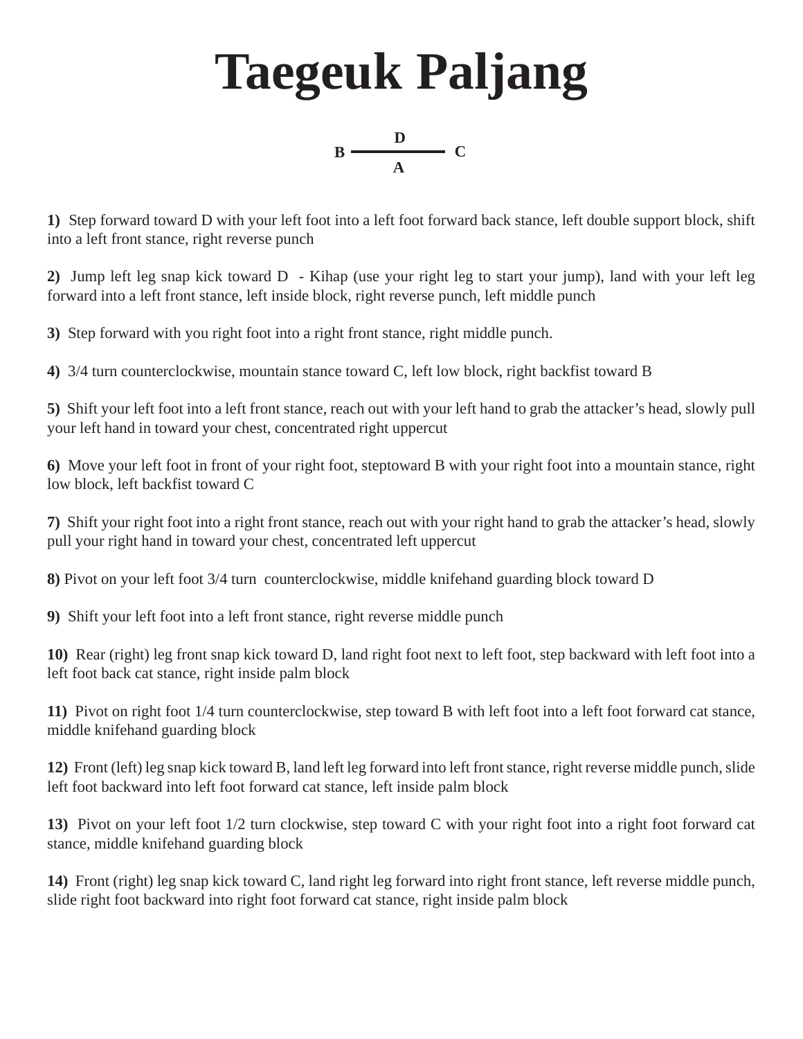# Taegeuk Paljang

D

B —— C

A

**1)** Step forward toward D with your left foot into a left foot forward back stance, left double support block, shift into a left front stance, right reverse punch

**2)** Jump left leg snap kick toward D - Kihap (use your right leg to start your jump), land with your left leg forward into a left front stance, left inside block, right reverse punch, left middle punch

**3)** Step forward with you right foot into a right front stance, right middle punch.

**4)** 3/4 turn counterclockwise, mountain stance toward C, left low block, right backfist toward B

**5)** Shift your left foot into a left front stance, reach out with your left hand to grab the attacker's head, slowly pull your left hand in toward your chest, concentrated right uppercut

**6)** Move your left foot in front of your right foot, steptoward B with your right foot into a mountain stance, right low block, left backfist toward C

**7)** Shift your right foot into a right front stance, reach out with your right hand to grab the attacker's head, slowly pull your right hand in toward your chest, concentrated left uppercut

**8)** Pivot on your left foot 3/4 turn counterclockwise, middle knifehand guarding block toward D

**9)** Shift your left foot into a left front stance, right reverse middle punch

**10)** Rear (right) leg front snap kick toward D, land right foot next to left foot, step backward with left foot into a left foot back cat stance, right inside palm block

**11)** Pivot on right foot 1/4 turn counterclockwise, step toward B with left foot into a left foot forward cat stance, middle knifehand guarding block

**12)** Front (left) leg snap kick toward B, land left leg forward into left front stance, right reverse middle punch, slide left foot backward into left foot forward cat stance, left inside palm block

**13)** Pivot on your left foot 1/2 turn clockwise, step toward C with your right foot into a right foot forward cat stance, middle knifehand guarding block

**14)** Front (right) leg snap kick toward C, land right leg forward into right front stance, left reverse middle punch, slide right foot backward into right foot forward cat stance, right inside palm block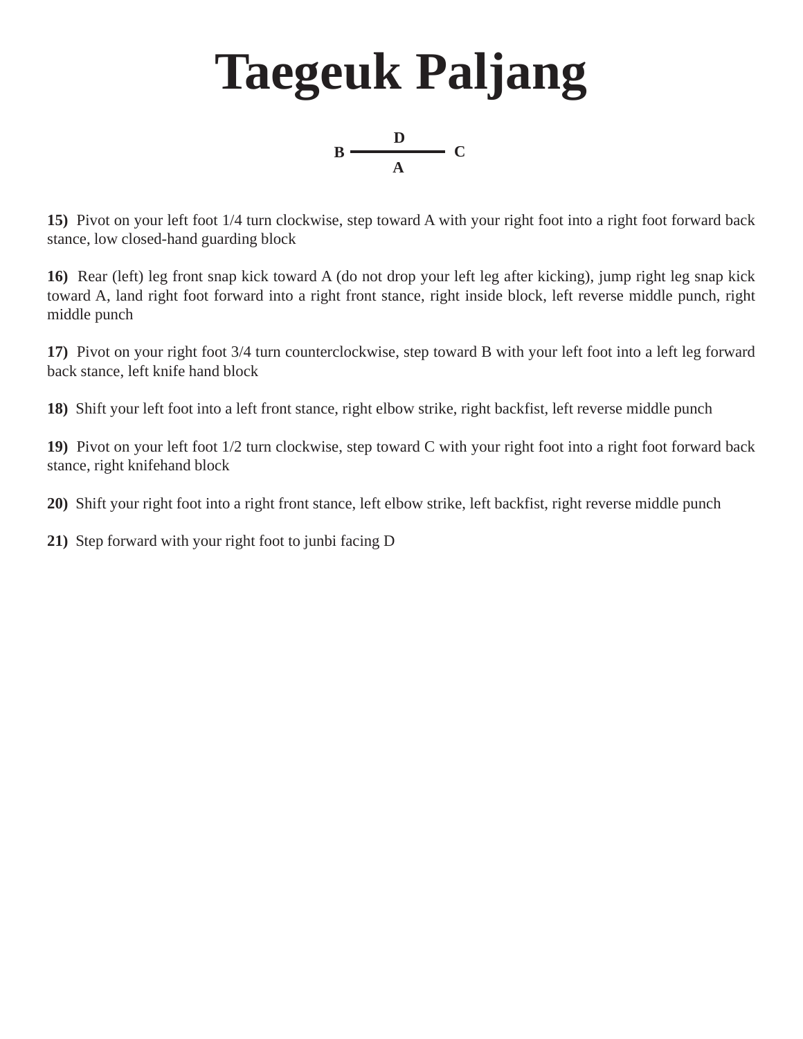# Taegeuk Paljang

D

B ——— C

A

**15)** Pivot on your left foot 1/4 turn clockwise, step toward A with your right foot into a right foot forward back stance, low closed-hand guarding block

**16)** Rear (left) leg front snap kick toward A (do not drop your left leg after kicking), jump right leg snap kick toward A, land right foot forward into a right front stance, right inside block, left reverse middle punch, right middle punch

**17)** Pivot on your right foot 3/4 turn counterclockwise, step toward B with your left foot into a left leg forward back stance, left knife hand block

**18)** Shift your left foot into a left front stance, right elbow strike, right backfist, left reverse middle punch

**19)** Pivot on your left foot 1/2 turn clockwise, step toward C with your right foot into a right foot forward back stance, right knifehand block

**20)** Shift your right foot into a right front stance, left elbow strike, left backfist, right reverse middle punch

**21)** Step forward with your right foot to junbi facing D